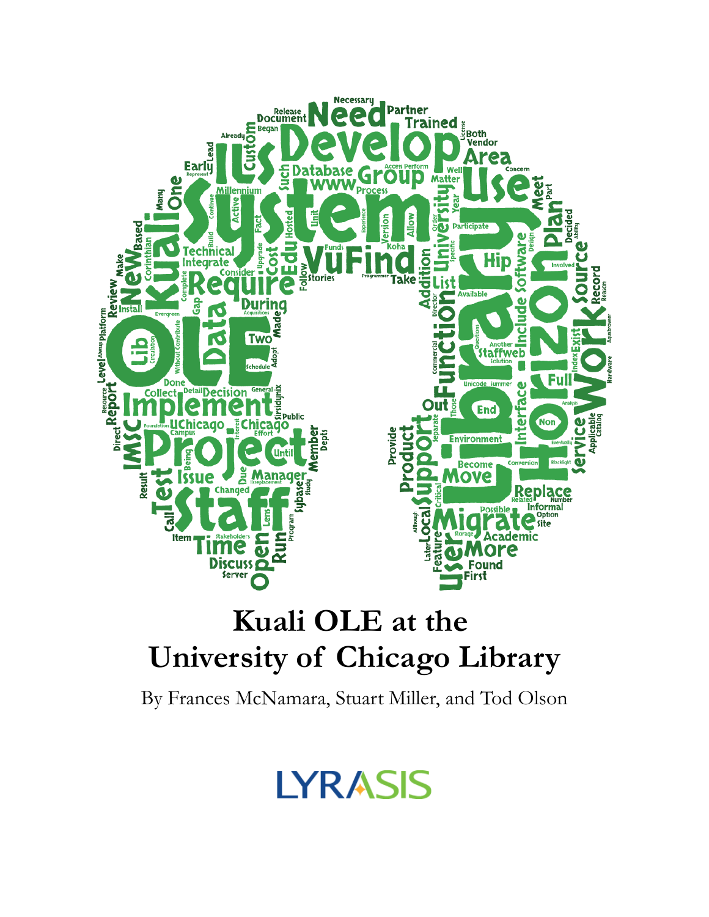# Kuali OLE at the University of Chicago Library

By Frances McNamara, Stuart Miller, and Tod Olson

LYRASIS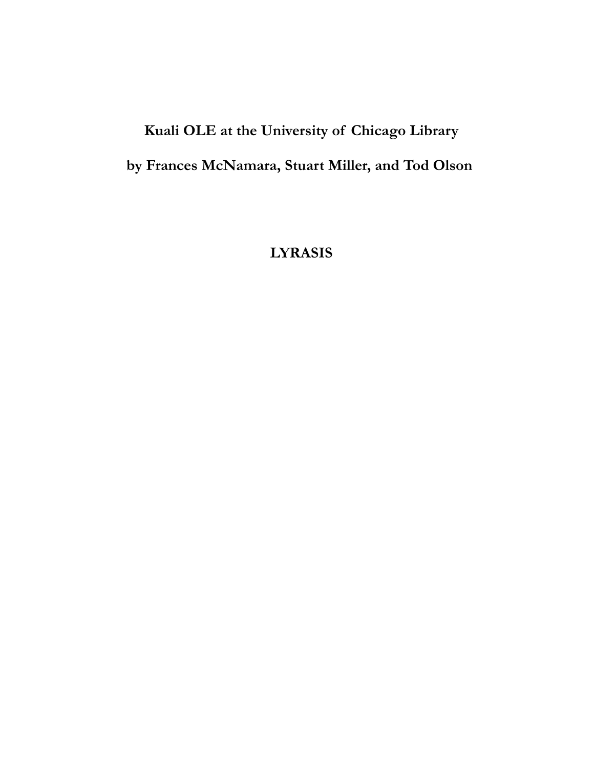**Kuali OLE at the University of Chicago Library**

**by Frances McNamara, Stuart Miller, and Tod Olson**

**LYRASIS**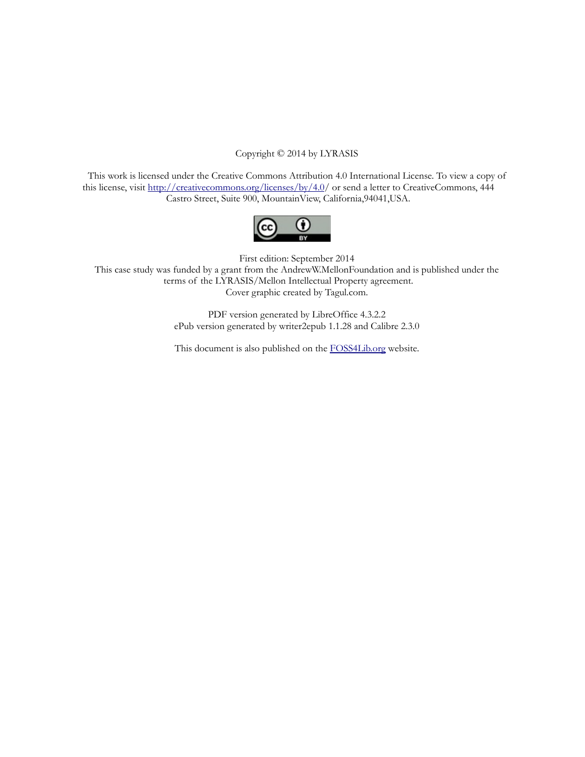Copyright © 2014 by LYRASIS

This work is licensed under the Creative Commons Attribution 4.0 International License. To view a copy of this license, visit [http://creativecommons.org/licenses/by/4.0/](http://creativecommons.org/licenses/by/4.0/) or send a letter to CreativeCommons, 444 Castro Street, Suite 900, MountainView, California,94041,USA.

First edition: September 2014

This case study was funded by a grant from the AndrewW.MellonFoundation and is published under the terms of the LYRASIS/Mellon Intellectual Property agreement.

Cover graphic created by Tagul.com.

PDF version generated by LibreOffice 4.3.2.2

ePub version generated by writer2epub 1.1.28 and Calibre 2.3.0

This document is also published on the [FOSS4Lib.org](FOSS4Lib.org) website.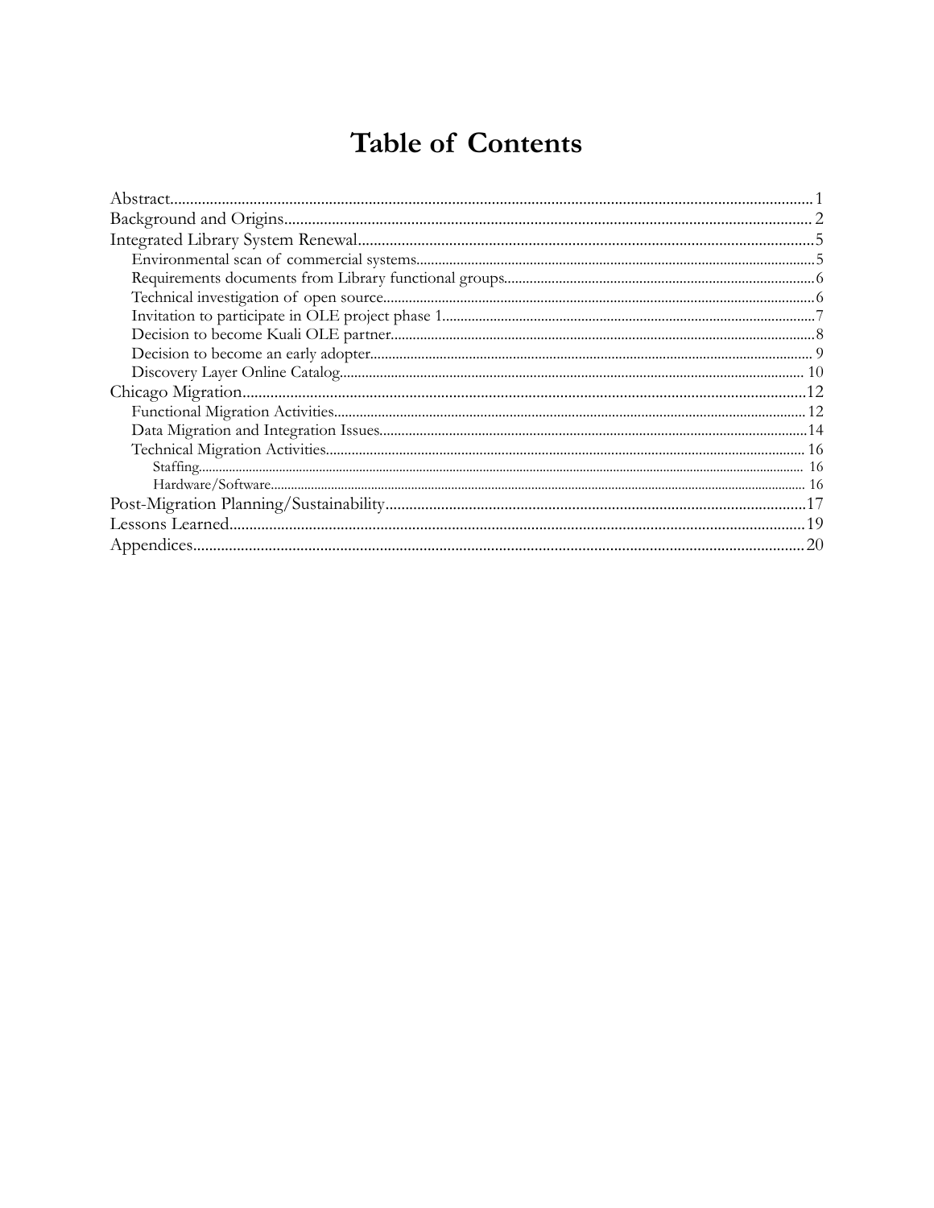# Table of Contents

Abstract........................................................................................................................................1
Background and Origins................................................................................................................2
Integrated Library System Renewal.................................................................................................5
- Environmental scan of commercial systems..............................................................................5
- Requirements documents from Library functional groups...........................................................6
- Technical investigation of open source......................................................................................6
- Invitation to participate in OLE project phase 1..........................................................................7
- Decision to become Kuali OLE partner......................................................................................8
- Decision to become an early adopter..........................................................................................9
- Discovery Layer Online Catalog...............................................................................................10

Chicago Migration.......................................................................................................................12
- Functional Migration Activities.................................................................................................12
- Data Migration and Integration Issues.......................................................................................14
- Technical Migration Activities...................................................................................................16
  - Staffing..............................................................................................................................16
  - Hardware/Software............................................................................................................16

Post-Migration Planning/Sustainability..........................................................................................17
Lessons Learned...........................................................................................................................19
Appendices...................................................................................................................................20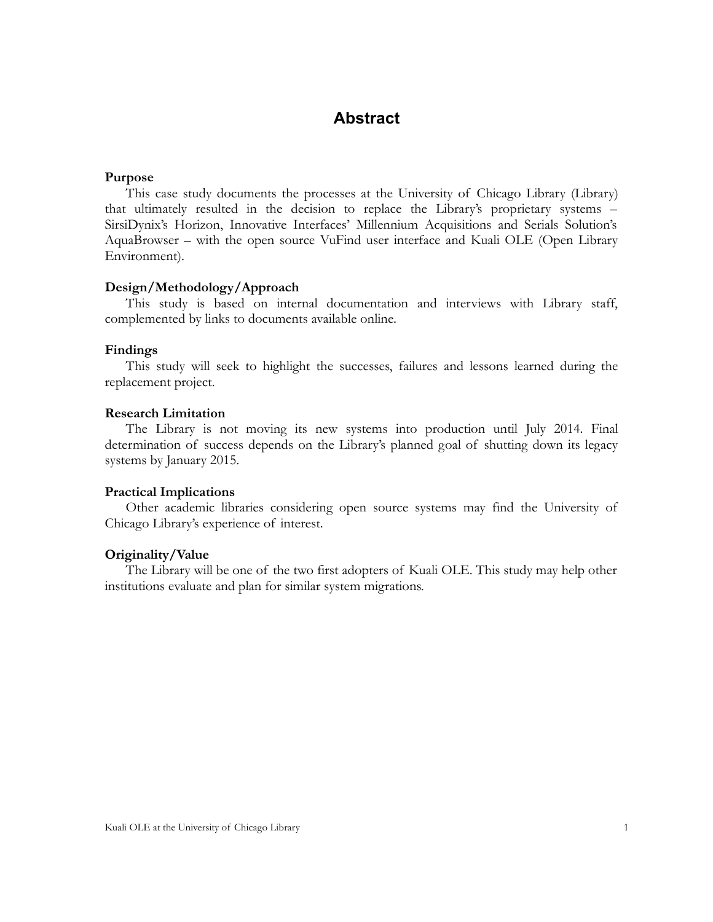# Abstract

**Purpose**

This case study documents the processes at the University of Chicago Library (Library) that ultimately resulted in the decision to replace the Library's proprietary systems – SirsiDynix's Horizon, Innovative Interfaces' Millennium Acquisitions and Serials Solution's AquaBrowser – with the open source VuFind user interface and Kuali OLE (Open Library Environment).

**Design/Methodology/Approach**

This study is based on internal documentation and interviews with Library staff, complemented by links to documents available online.

**Findings**

This study will seek to highlight the successes, failures and lessons learned during the replacement project.

**Research Limitation**

The Library is not moving its new systems into production until July 2014. Final determination of success depends on the Library's planned goal of shutting down its legacy systems by January 2015.

**Practical Implications**

Other academic libraries considering open source systems may find the University of Chicago Library's experience of interest.

**Originality/Value**

The Library will be one of the two first adopters of Kuali OLE. This study may help other institutions evaluate and plan for similar system migrations.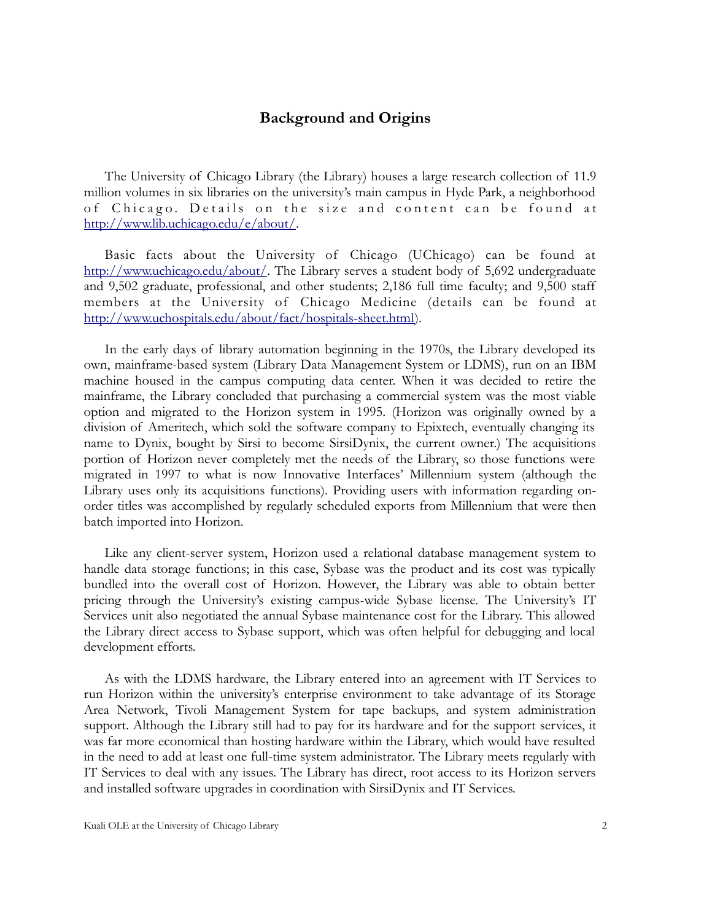## Background and Origins

The University of Chicago Library (the Library) houses a large research collection of 11.9 million volumes in six libraries on the university's main campus in Hyde Park, a neighborhood of Chicago. Details on the size and content can be found at [http://www.lib.uchicago.edu/e/about/](http://www.lib.uchicago.edu/e/about/).

Basic facts about the University of Chicago (UChicago) can be found at [http://www.uchicago.edu/about/](http://www.uchicago.edu/about/). The Library serves a student body of 5,692 undergraduate and 9,502 graduate, professional, and other students; 2,186 full time faculty; and 9,500 staff members at the University of Chicago Medicine (details can be found at [http://www.uchospitals.edu/about/fact/hospitals-sheet.html](http://www.uchospitals.edu/about/fact/hospitals-sheet.html)).

In the early days of library automation beginning in the 1970s, the Library developed its own, mainframe-based system (Library Data Management System or LDMS), run on an IBM machine housed in the campus computing data center. When it was decided to retire the mainframe, the Library concluded that purchasing a commercial system was the most viable option and migrated to the Horizon system in 1995. (Horizon was originally owned by a division of Ameritech, which sold the software company to Epixtech, eventually changing its name to Dynix, bought by Sirsi to become SirsiDynix, the current owner.) The acquisitions portion of Horizon never completely met the needs of the Library, so those functions were migrated in 1997 to what is now Innovative Interfaces' Millennium system (although the Library uses only its acquisitions functions). Providing users with information regarding on-order titles was accomplished by regularly scheduled exports from Millennium that were then batch imported into Horizon.

Like any client-server system, Horizon used a relational database management system to handle data storage functions; in this case, Sybase was the product and its cost was typically bundled into the overall cost of Horizon. However, the Library was able to obtain better pricing through the University's existing campus-wide Sybase license. The University's IT Services unit also negotiated the annual Sybase maintenance cost for the Library. This allowed the Library direct access to Sybase support, which was often helpful for debugging and local development efforts.

As with the LDMS hardware, the Library entered into an agreement with IT Services to run Horizon within the university's enterprise environment to take advantage of its Storage Area Network, Tivoli Management System for tape backups, and system administration support. Although the Library still had to pay for its hardware and for the support services, it was far more economical than hosting hardware within the Library, which would have resulted in the need to add at least one full-time system administrator. The Library meets regularly with IT Services to deal with any issues. The Library has direct, root access to its Horizon servers and installed software upgrades in coordination with SirsiDynix and IT Services.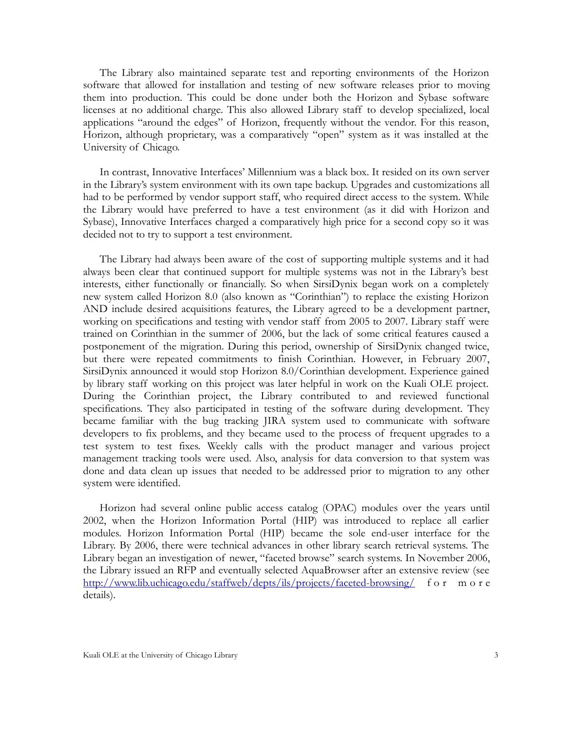The Library also maintained separate test and reporting environments of the Horizon software that allowed for installation and testing of new software releases prior to moving them into production. This could be done under both the Horizon and Sybase software licenses at no additional charge. This also allowed Library staff to develop specialized, local applications "around the edges" of Horizon, frequently without the vendor. For this reason, Horizon, although proprietary, was a comparatively "open" system as it was installed at the University of Chicago.

In contrast, Innovative Interfaces' Millennium was a black box. It resided on its own server in the Library's system environment with its own tape backup. Upgrades and customizations all had to be performed by vendor support staff, who required direct access to the system. While the Library would have preferred to have a test environment (as it did with Horizon and Sybase), Innovative Interfaces charged a comparatively high price for a second copy so it was decided not to try to support a test environment.

The Library had always been aware of the cost of supporting multiple systems and it had always been clear that continued support for multiple systems was not in the Library's best interests, either functionally or financially. So when SirsiDynix began work on a completely new system called Horizon 8.0 (also known as "Corinthian") to replace the existing Horizon AND include desired acquisitions features, the Library agreed to be a development partner, working on specifications and testing with vendor staff from 2005 to 2007. Library staff were trained on Corinthian in the summer of 2006, but the lack of some critical features caused a postponement of the migration. During this period, ownership of SirsiDynix changed twice, but there were repeated commitments to finish Corinthian. However, in February 2007, SirsiDynix announced it would stop Horizon 8.0/Corinthian development. Experience gained by library staff working on this project was later helpful in work on the Kuali OLE project. During the Corinthian project, the Library contributed to and reviewed functional specifications. They also participated in testing of the software during development. They became familiar with the bug tracking JIRA system used to communicate with software developers to fix problems, and they became used to the process of frequent upgrades to a test system to test fixes. Weekly calls with the product manager and various project management tracking tools were used. Also, analysis for data conversion to that system was done and data clean up issues that needed to be addressed prior to migration to any other system were identified.

Horizon had several online public access catalog (OPAC) modules over the years until 2002, when the Horizon Information Portal (HIP) was introduced to replace all earlier modules. Horizon Information Portal (HIP) became the sole end-user interface for the Library. By 2006, there were technical advances in other library search retrieval systems. The Library began an investigation of newer, "faceted browse" search systems. In November 2006, the Library issued an RFP and eventually selected AquaBrowser after an extensive review (see http://www.lib.uchicago.edu/staffweb/depts/ils/projects/faceted-browsing/ for more details).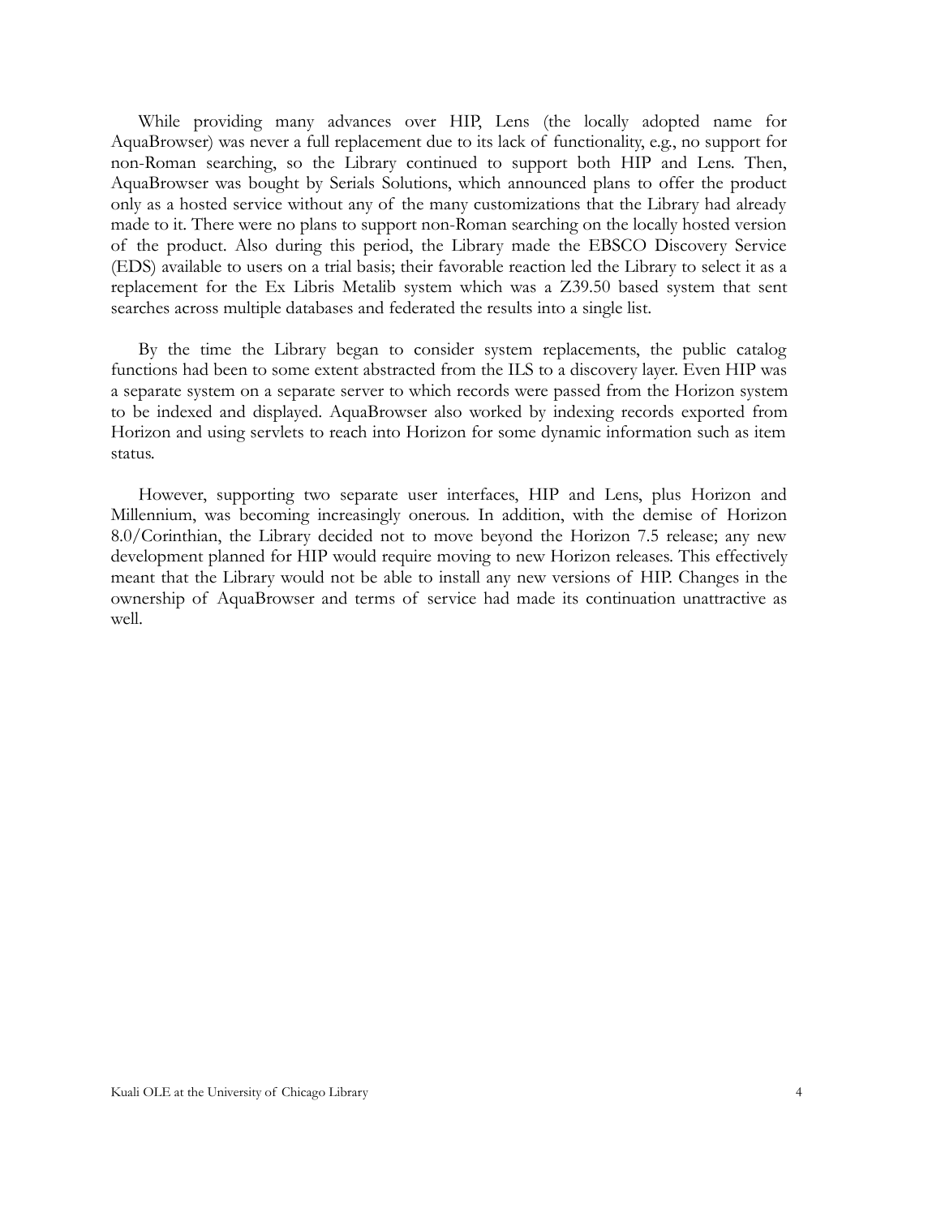While providing many advances over HIP, Lens (the locally adopted name for AquaBrowser) was never a full replacement due to its lack of functionality, e.g., no support for non-Roman searching, so the Library continued to support both HIP and Lens. Then, AquaBrowser was bought by Serials Solutions, which announced plans to offer the product only as a hosted service without any of the many customizations that the Library had already made to it. There were no plans to support non-Roman searching on the locally hosted version of the product. Also during this period, the Library made the EBSCO Discovery Service (EDS) available to users on a trial basis; their favorable reaction led the Library to select it as a replacement for the Ex Libris Metalib system which was a Z39.50 based system that sent searches across multiple databases and federated the results into a single list.

By the time the Library began to consider system replacements, the public catalog functions had been to some extent abstracted from the ILS to a discovery layer. Even HIP was a separate system on a separate server to which records were passed from the Horizon system to be indexed and displayed. AquaBrowser also worked by indexing records exported from Horizon and using servlets to reach into Horizon for some dynamic information such as item status.

However, supporting two separate user interfaces, HIP and Lens, plus Horizon and Millennium, was becoming increasingly onerous. In addition, with the demise of Horizon 8.0/Corinthian, the Library decided not to move beyond the Horizon 7.5 release; any new development planned for HIP would require moving to new Horizon releases. This effectively meant that the Library would not be able to install any new versions of HIP. Changes in the ownership of AquaBrowser and terms of service had made its continuation unattractive as well.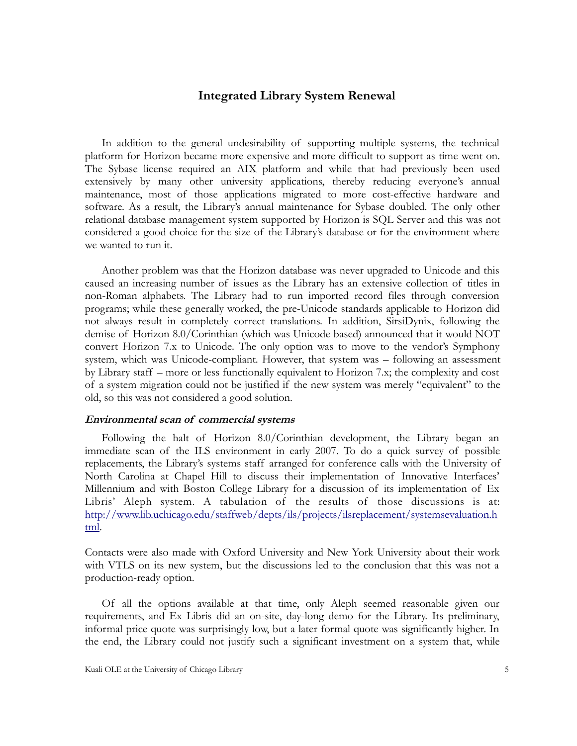## Integrated Library System Renewal

In addition to the general undesirability of supporting multiple systems, the technical platform for Horizon became more expensive and more difficult to support as time went on. The Sybase license required an AIX platform and while that had previously been used extensively by many other university applications, thereby reducing everyone's annual maintenance, most of those applications migrated to more cost-effective hardware and software. As a result, the Library's annual maintenance for Sybase doubled. The only other relational database management system supported by Horizon is SQL Server and this was not considered a good choice for the size of the Library's database or for the environment where we wanted to run it.

Another problem was that the Horizon database was never upgraded to Unicode and this caused an increasing number of issues as the Library has an extensive collection of titles in non-Roman alphabets. The Library had to run imported record files through conversion programs; while these generally worked, the pre-Unicode standards applicable to Horizon did not always result in completely correct translations. In addition, SirsiDynix, following the demise of Horizon 8.0/Corinthian (which was Unicode based) announced that it would NOT convert Horizon 7.x to Unicode. The only option was to move to the vendor's Symphony system, which was Unicode-compliant. However, that system was – following an assessment by Library staff – more or less functionally equivalent to Horizon 7.x; the complexity and cost of a system migration could not be justified if the new system was merely "equivalent" to the old, so this was not considered a good solution.

### *Environmental scan of commercial systems*

Following the halt of Horizon 8.0/Corinthian development, the Library began an immediate scan of the ILS environment in early 2007. To do a quick survey of possible replacements, the Library's systems staff arranged for conference calls with the University of North Carolina at Chapel Hill to discuss their implementation of Innovative Interfaces' Millennium and with Boston College Library for a discussion of its implementation of Ex Libris' Aleph system. A tabulation of the results of those discussions is at: [http://www.lib.uchicago.edu/staffweb/depts/ils/projects/ilsreplacement/systemsevaluation.html](http://www.lib.uchicago.edu/staffweb/depts/ils/projects/ilsreplacement/systemsevaluation.html).

Contacts were also made with Oxford University and New York University about their work with VTLS on its new system, but the discussions led to the conclusion that this was not a production-ready option.

Of all the options available at that time, only Aleph seemed reasonable given our requirements, and Ex Libris did an on-site, day-long demo for the Library. Its preliminary, informal price quote was surprisingly low, but a later formal quote was significantly higher. In the end, the Library could not justify such a significant investment on a system that, while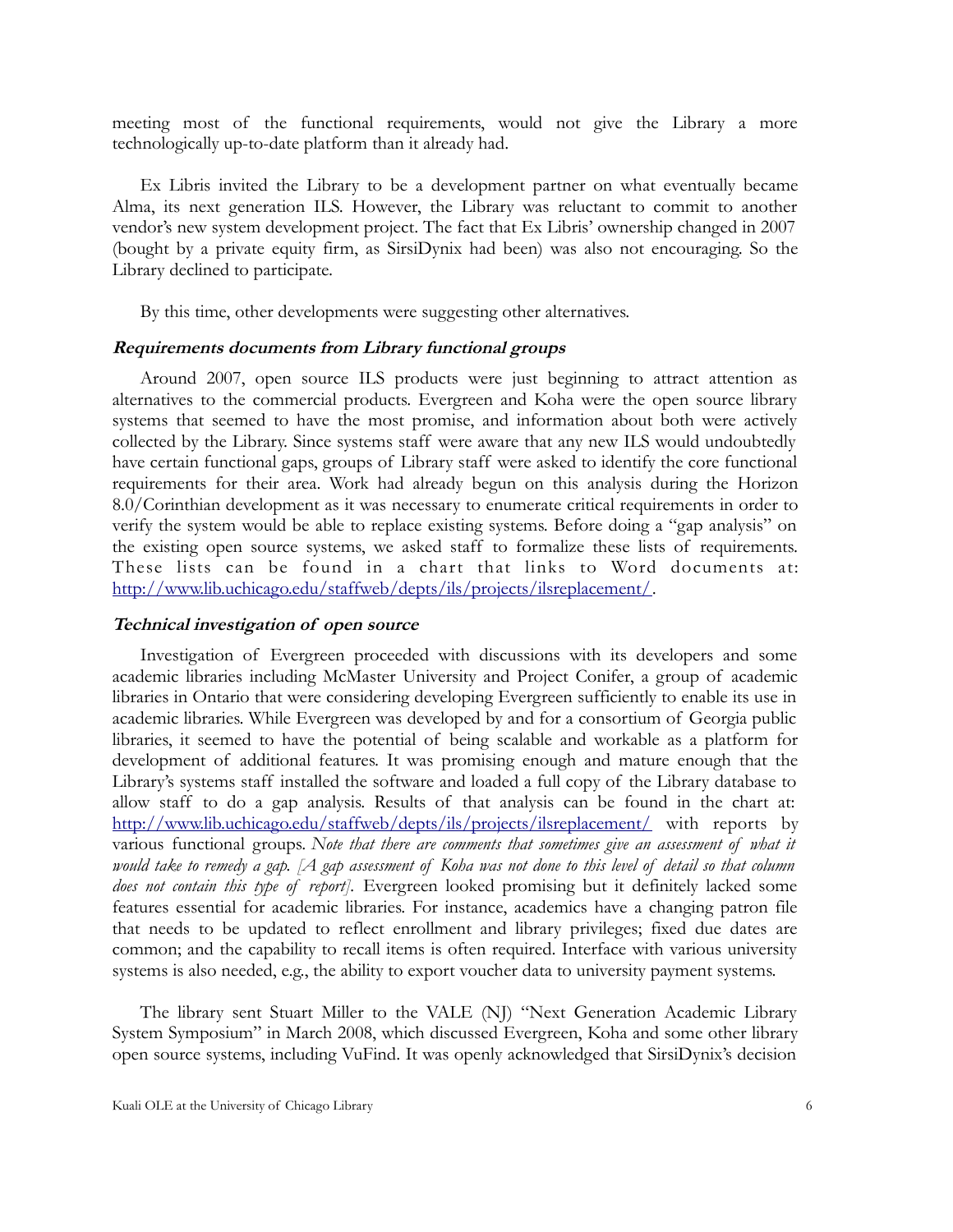meeting most of the functional requirements, would not give the Library a more technologically up-to-date platform than it already had.

Ex Libris invited the Library to be a development partner on what eventually became Alma, its next generation ILS. However, the Library was reluctant to commit to another vendor's new system development project. The fact that Ex Libris' ownership changed in 2007 (bought by a private equity firm, as SirsiDynix had been) was also not encouraging. So the Library declined to participate.

By this time, other developments were suggesting other alternatives.

#### ***Requirements documents from Library functional groups***

Around 2007, open source ILS products were just beginning to attract attention as alternatives to the commercial products. Evergreen and Koha were the open source library systems that seemed to have the most promise, and information about both were actively collected by the Library. Since systems staff were aware that any new ILS would undoubtedly have certain functional gaps, groups of Library staff were asked to identify the core functional requirements for their area. Work had already begun on this analysis during the Horizon 8.0/Corinthian development as it was necessary to enumerate critical requirements in order to verify the system would be able to replace existing systems. Before doing a "gap analysis" on the existing open source systems, we asked staff to formalize these lists of requirements. These lists can be found in a chart that links to Word documents at: [http://www.lib.uchicago.edu/staffweb/depts/ils/projects/ilsreplacement/](http://www.lib.uchicago.edu/staffweb/depts/ils/projects/ilsreplacement/).

#### ***Technical investigation of open source***

Investigation of Evergreen proceeded with discussions with its developers and some academic libraries including McMaster University and Project Conifer, a group of academic libraries in Ontario that were considering developing Evergreen sufficiently to enable its use in academic libraries. While Evergreen was developed by and for a consortium of Georgia public libraries, it seemed to have the potential of being scalable and workable as a platform for development of additional features. It was promising enough and mature enough that the Library's systems staff installed the software and loaded a full copy of the Library database to allow staff to do a gap analysis. Results of that analysis can be found in the chart at: [http://www.lib.uchicago.edu/staffweb/depts/ils/projects/ilsreplacement/](http://www.lib.uchicago.edu/staffweb/depts/ils/projects/ilsreplacement/) with reports by various functional groups. *Note that there are comments that sometimes give an assessment of what it would take to remedy a gap. [A gap assessment of Koha was not done to this level of detail so that column does not contain this type of report].* Evergreen looked promising but it definitely lacked some features essential for academic libraries. For instance, academics have a changing patron file that needs to be updated to reflect enrollment and library privileges; fixed due dates are common; and the capability to recall items is often required. Interface with various university systems is also needed, e.g., the ability to export voucher data to university payment systems.

The library sent Stuart Miller to the VALE (NJ) "Next Generation Academic Library System Symposium" in March 2008, which discussed Evergreen, Koha and some other library open source systems, including VuFind. It was openly acknowledged that SirsiDynix's decision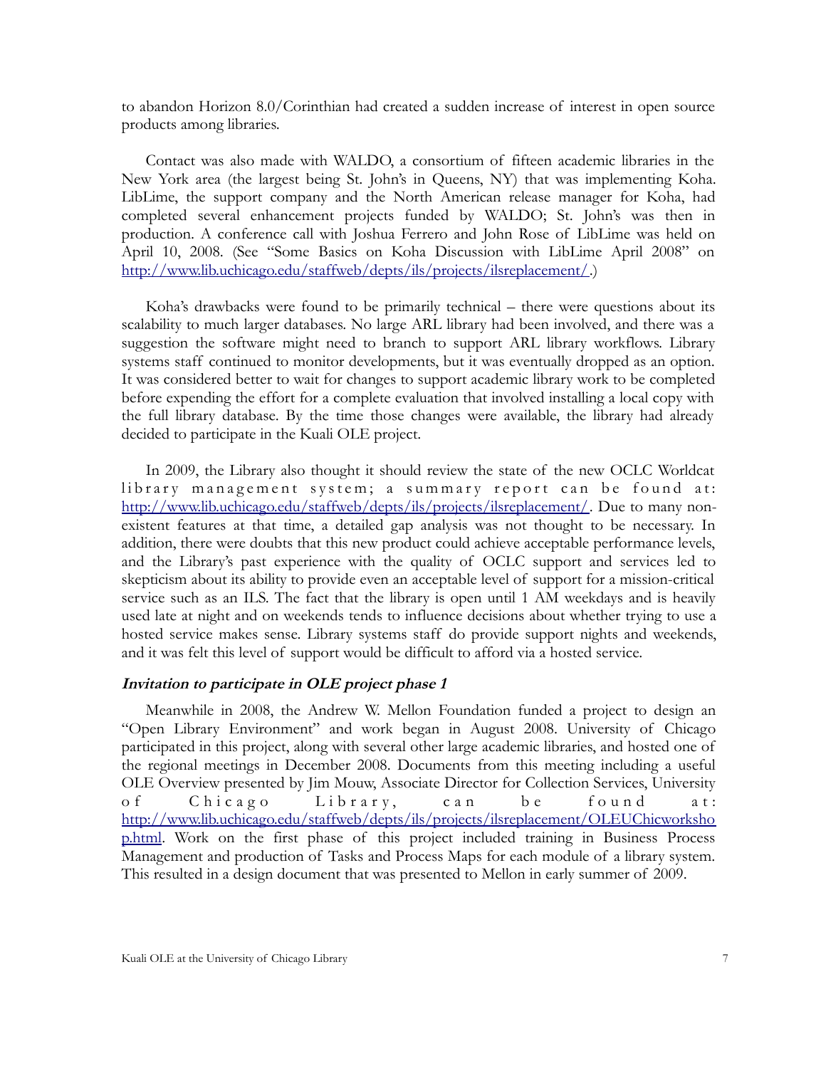to abandon Horizon 8.0/Corinthian had created a sudden increase of interest in open source products among libraries.

Contact was also made with WALDO, a consortium of fifteen academic libraries in the New York area (the largest being St. John's in Queens, NY) that was implementing Koha. LibLime, the support company and the North American release manager for Koha, had completed several enhancement projects funded by WALDO; St. John's was then in production. A conference call with Joshua Ferrero and John Rose of LibLime was held on April 10, 2008. (See "Some Basics on Koha Discussion with LibLime April 2008" on http://www.lib.uchicago.edu/staffweb/depts/ils/projects/ilsreplacement/ .)

Koha's drawbacks were found to be primarily technical – there were questions about its scalability to much larger databases. No large ARL library had been involved, and there was a suggestion the software might need to branch to support ARL library workflows. Library systems staff continued to monitor developments, but it was eventually dropped as an option. It was considered better to wait for changes to support academic library work to be completed before expending the effort for a complete evaluation that involved installing a local copy with the full library database. By the time those changes were available, the library had already decided to participate in the Kuali OLE project.

In 2009, the Library also thought it should review the state of the new OCLC Worldcat library management system; a summary report can be found at: http://www.lib.uchicago.edu/staffweb/depts/ils/projects/ilsreplacement/. Due to many non-existent features at that time, a detailed gap analysis was not thought to be necessary. In addition, there were doubts that this new product could achieve acceptable performance levels, and the Library's past experience with the quality of OCLC support and services led to skepticism about its ability to provide even an acceptable level of support for a mission-critical service such as an ILS. The fact that the library is open until 1 AM weekdays and is heavily used late at night and on weekends tends to influence decisions about whether trying to use a hosted service makes sense. Library systems staff do provide support nights and weekends, and it was felt this level of support would be difficult to afford via a hosted service.

#### ***Invitation to participate in OLE project phase 1***

Meanwhile in 2008, the Andrew W. Mellon Foundation funded a project to design an "Open Library Environment" and work began in August 2008. University of Chicago participated in this project, along with several other large academic libraries, and hosted one of the regional meetings in December 2008. Documents from this meeting including a useful OLE Overview presented by Jim Mouw, Associate Director for Collection Services, University of Chicago Library, can be found at: http://www.lib.uchicago.edu/staffweb/depts/ils/projects/ilsreplacement/OLEUChicworkshop.html. Work on the first phase of this project included training in Business Process Management and production of Tasks and Process Maps for each module of a library system. This resulted in a design document that was presented to Mellon in early summer of 2009.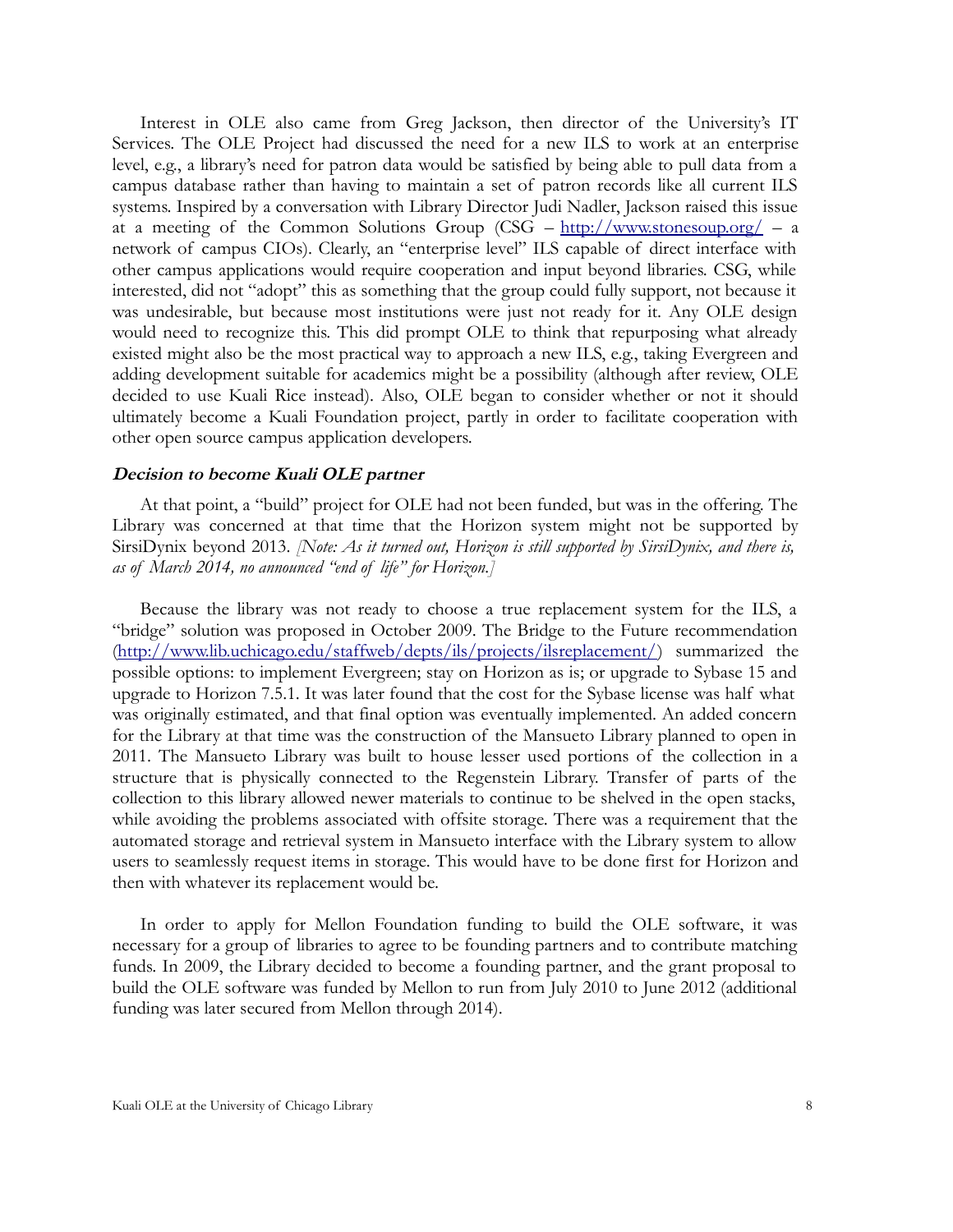Interest in OLE also came from Greg Jackson, then director of the University's IT Services. The OLE Project had discussed the need for a new ILS to work at an enterprise level, e.g., a library's need for patron data would be satisfied by being able to pull data from a campus database rather than having to maintain a set of patron records like all current ILS systems. Inspired by a conversation with Library Director Judi Nadler, Jackson raised this issue at a meeting of the Common Solutions Group (CSG – http://www.stonesoup.org/ – a network of campus CIOs). Clearly, an "enterprise level" ILS capable of direct interface with other campus applications would require cooperation and input beyond libraries. CSG, while interested, did not "adopt" this as something that the group could fully support, not because it was undesirable, but because most institutions were just not ready for it. Any OLE design would need to recognize this. This did prompt OLE to think that repurposing what already existed might also be the most practical way to approach a new ILS, e.g., taking Evergreen and adding development suitable for academics might be a possibility (although after review, OLE decided to use Kuali Rice instead). Also, OLE began to consider whether or not it should ultimately become a Kuali Foundation project, partly in order to facilitate cooperation with other open source campus application developers.

### *Decision to become Kuali OLE partner*

At that point, a "build" project for OLE had not been funded, but was in the offering. The Library was concerned at that time that the Horizon system might not be supported by SirsiDynix beyond 2013. *[Note: As it turned out, Horizon is still supported by SirsiDynix, and there is, as of March 2014, no announced "end of life" for Horizon.]*

Because the library was not ready to choose a true replacement system for the ILS, a "bridge" solution was proposed in October 2009. The Bridge to the Future recommendation (http://www.lib.uchicago.edu/staffweb/depts/ils/projects/ilsreplacement/) summarized the possible options: to implement Evergreen; stay on Horizon as is; or upgrade to Sybase 15 and upgrade to Horizon 7.5.1. It was later found that the cost for the Sybase license was half what was originally estimated, and that final option was eventually implemented. An added concern for the Library at that time was the construction of the Mansueto Library planned to open in 2011. The Mansueto Library was built to house lesser used portions of the collection in a structure that is physically connected to the Regenstein Library. Transfer of parts of the collection to this library allowed newer materials to continue to be shelved in the open stacks, while avoiding the problems associated with offsite storage. There was a requirement that the automated storage and retrieval system in Mansueto interface with the Library system to allow users to seamlessly request items in storage. This would have to be done first for Horizon and then with whatever its replacement would be.

In order to apply for Mellon Foundation funding to build the OLE software, it was necessary for a group of libraries to agree to be founding partners and to contribute matching funds. In 2009, the Library decided to become a founding partner, and the grant proposal to build the OLE software was funded by Mellon to run from July 2010 to June 2012 (additional funding was later secured from Mellon through 2014).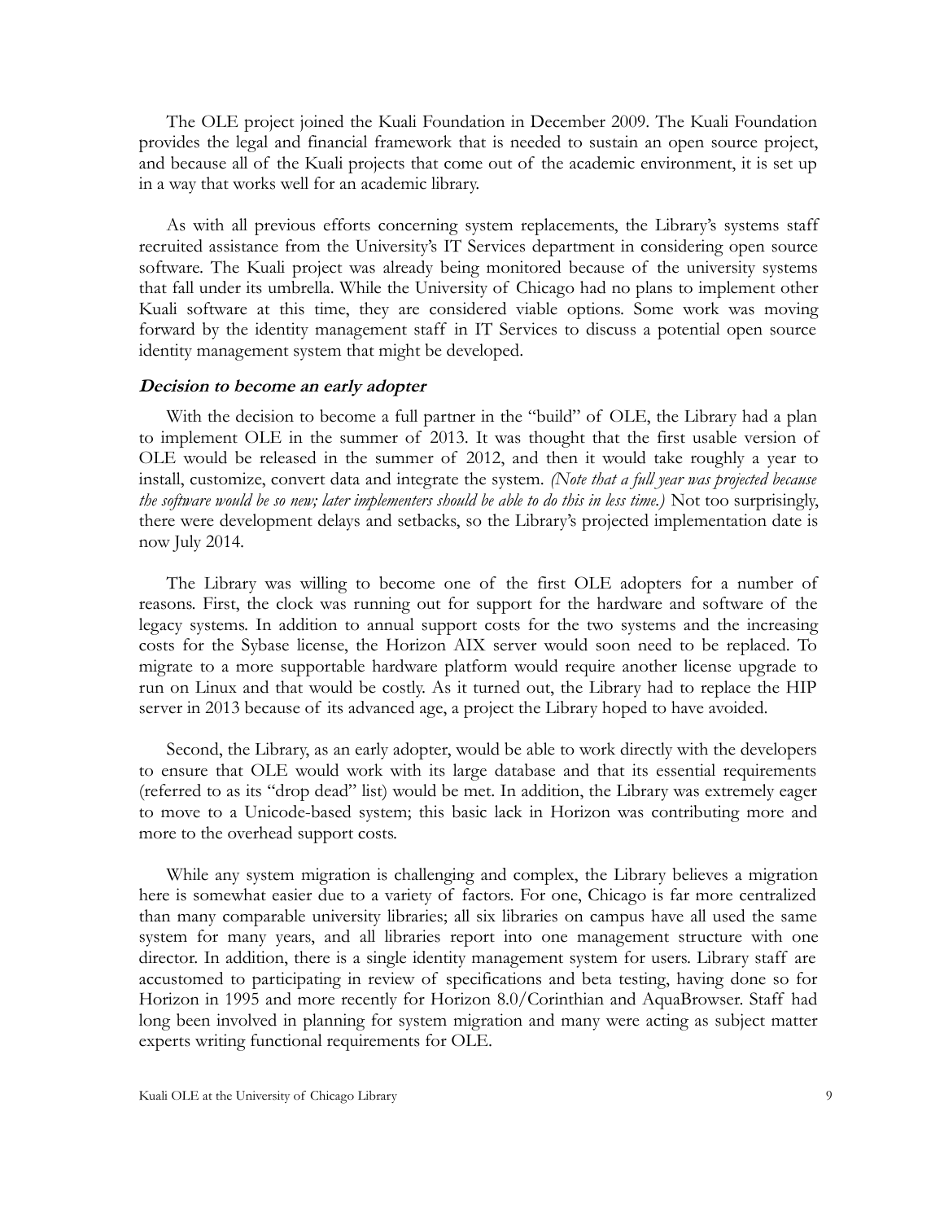The OLE project joined the Kuali Foundation in December 2009. The Kuali Foundation provides the legal and financial framework that is needed to sustain an open source project, and because all of the Kuali projects that come out of the academic environment, it is set up in a way that works well for an academic library.

As with all previous efforts concerning system replacements, the Library's systems staff recruited assistance from the University's IT Services department in considering open source software. The Kuali project was already being monitored because of the university systems that fall under its umbrella. While the University of Chicago had no plans to implement other Kuali software at this time, they are considered viable options. Some work was moving forward by the identity management staff in IT Services to discuss a potential open source identity management system that might be developed.

### *Decision to become an early adopter*

With the decision to become a full partner in the "build" of OLE, the Library had a plan to implement OLE in the summer of 2013. It was thought that the first usable version of OLE would be released in the summer of 2012, and then it would take roughly a year to install, customize, convert data and integrate the system. *(Note that a full year was projected because the software would be so new; later implementers should be able to do this in less time.)* Not too surprisingly, there were development delays and setbacks, so the Library's projected implementation date is now July 2014.

The Library was willing to become one of the first OLE adopters for a number of reasons. First, the clock was running out for support for the hardware and software of the legacy systems. In addition to annual support costs for the two systems and the increasing costs for the Sybase license, the Horizon AIX server would soon need to be replaced. To migrate to a more supportable hardware platform would require another license upgrade to run on Linux and that would be costly. As it turned out, the Library had to replace the HIP server in 2013 because of its advanced age, a project the Library hoped to have avoided.

Second, the Library, as an early adopter, would be able to work directly with the developers to ensure that OLE would work with its large database and that its essential requirements (referred to as its "drop dead" list) would be met. In addition, the Library was extremely eager to move to a Unicode-based system; this basic lack in Horizon was contributing more and more to the overhead support costs.

While any system migration is challenging and complex, the Library believes a migration here is somewhat easier due to a variety of factors. For one, Chicago is far more centralized than many comparable university libraries; all six libraries on campus have all used the same system for many years, and all libraries report into one management structure with one director. In addition, there is a single identity management system for users. Library staff are accustomed to participating in review of specifications and beta testing, having done so for Horizon in 1995 and more recently for Horizon 8.0/Corinthian and AquaBrowser. Staff had long been involved in planning for system migration and many were acting as subject matter experts writing functional requirements for OLE.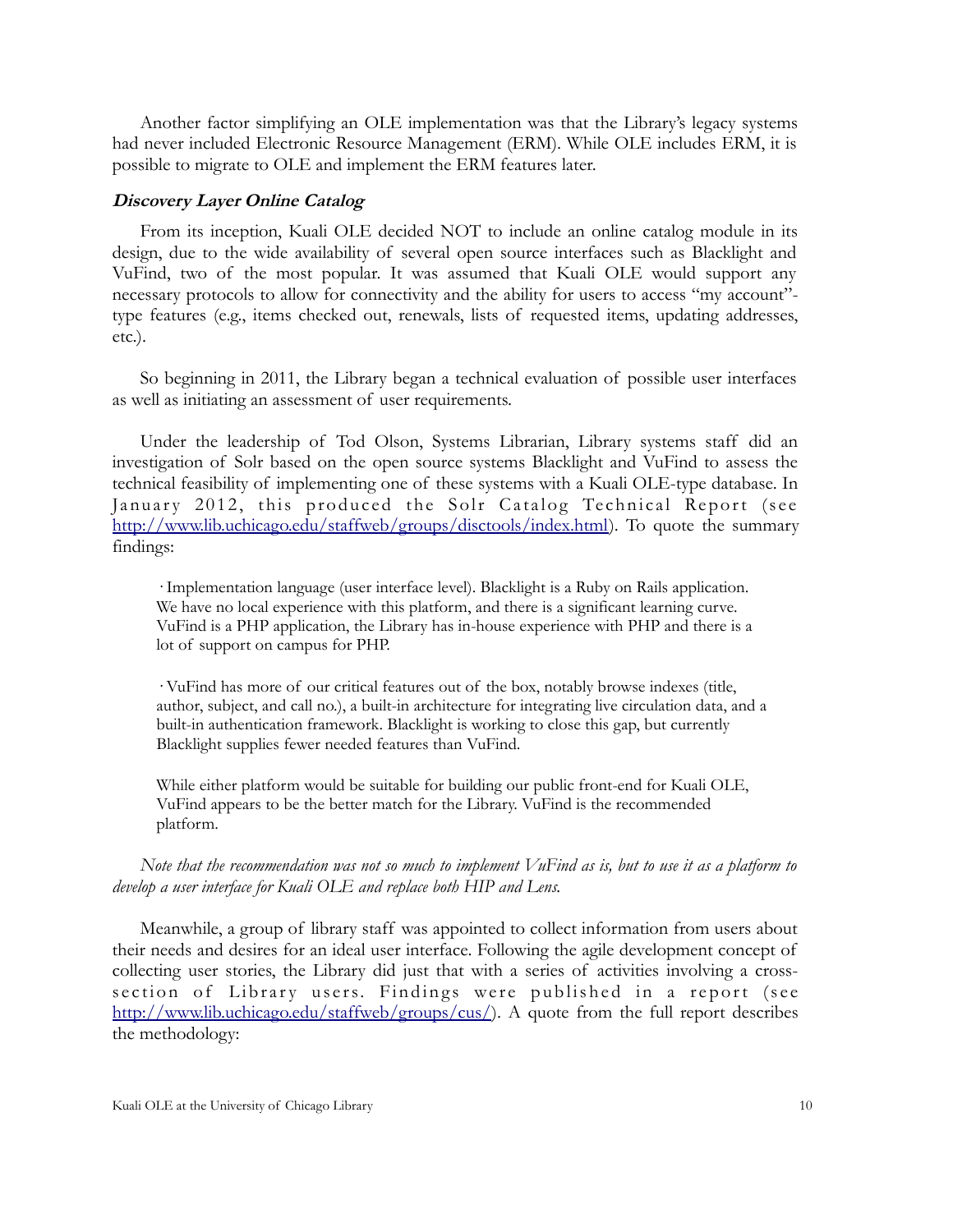Another factor simplifying an OLE implementation was that the Library's legacy systems had never included Electronic Resource Management (ERM). While OLE includes ERM, it is possible to migrate to OLE and implement the ERM features later.

### *Discovery Layer Online Catalog*

From its inception, Kuali OLE decided NOT to include an online catalog module in its design, due to the wide availability of several open source interfaces such as Blacklight and VuFind, two of the most popular. It was assumed that Kuali OLE would support any necessary protocols to allow for connectivity and the ability for users to access "my account"-type features (e.g., items checked out, renewals, lists of requested items, updating addresses, etc.).

So beginning in 2011, the Library began a technical evaluation of possible user interfaces as well as initiating an assessment of user requirements.

Under the leadership of Tod Olson, Systems Librarian, Library systems staff did an investigation of Solr based on the open source systems Blacklight and VuFind to assess the technical feasibility of implementing one of these systems with a Kuali OLE-type database. In January 2012, this produced the Solr Catalog Technical Report (see http://www.lib.uchicago.edu/staffweb/groups/disctools/index.html). To quote the summary findings:

> · Implementation language (user interface level). Blacklight is a Ruby on Rails application. We have no local experience with this platform, and there is a significant learning curve. VuFind is a PHP application, the Library has in-house experience with PHP and there is a lot of support on campus for PHP.
>
> · VuFind has more of our critical features out of the box, notably browse indexes (title, author, subject, and call no.), a built-in architecture for integrating live circulation data, and a built-in authentication framework. Blacklight is working to close this gap, but currently Blacklight supplies fewer needed features than VuFind.
>
> While either platform would be suitable for building our public front-end for Kuali OLE, VuFind appears to be the better match for the Library. VuFind is the recommended platform.

*Note that the recommendation was not so much to implement VuFind as is, but to use it as a platform to develop a user interface for Kuali OLE and replace both HIP and Lens.*

Meanwhile, a group of library staff was appointed to collect information from users about their needs and desires for an ideal user interface. Following the agile development concept of collecting user stories, the Library did just that with a series of activities involving a cross-section of Library users. Findings were published in a report (see http://www.lib.uchicago.edu/staffweb/groups/cus/). A quote from the full report describes the methodology: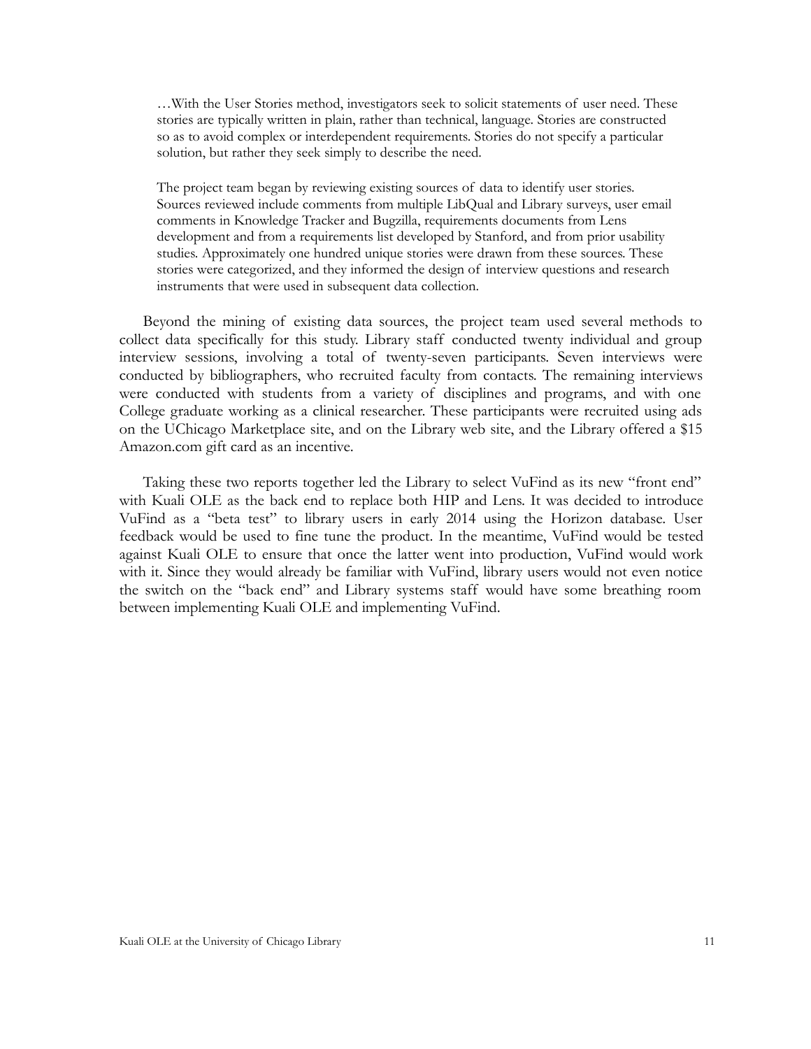> …With the User Stories method, investigators seek to solicit statements of user need. These stories are typically written in plain, rather than technical, language. Stories are constructed so as to avoid complex or interdependent requirements. Stories do not specify a particular solution, but rather they seek simply to describe the need.
>
> The project team began by reviewing existing sources of data to identify user stories. Sources reviewed include comments from multiple LibQual and Library surveys, user email comments in Knowledge Tracker and Bugzilla, requirements documents from Lens development and from a requirements list developed by Stanford, and from prior usability studies. Approximately one hundred unique stories were drawn from these sources. These stories were categorized, and they informed the design of interview questions and research instruments that were used in subsequent data collection.

Beyond the mining of existing data sources, the project team used several methods to collect data specifically for this study. Library staff conducted twenty individual and group interview sessions, involving a total of twenty-seven participants. Seven interviews were conducted by bibliographers, who recruited faculty from contacts. The remaining interviews were conducted with students from a variety of disciplines and programs, and with one College graduate working as a clinical researcher. These participants were recruited using ads on the UChicago Marketplace site, and on the Library web site, and the Library offered a $15 Amazon.com gift card as an incentive.

Taking these two reports together led the Library to select VuFind as its new "front end" with Kuali OLE as the back end to replace both HIP and Lens. It was decided to introduce VuFind as a "beta test" to library users in early 2014 using the Horizon database. User feedback would be used to fine tune the product. In the meantime, VuFind would be tested against Kuali OLE to ensure that once the latter went into production, VuFind would work with it. Since they would already be familiar with VuFind, library users would not even notice the switch on the "back end" and Library systems staff would have some breathing room between implementing Kuali OLE and implementing VuFind.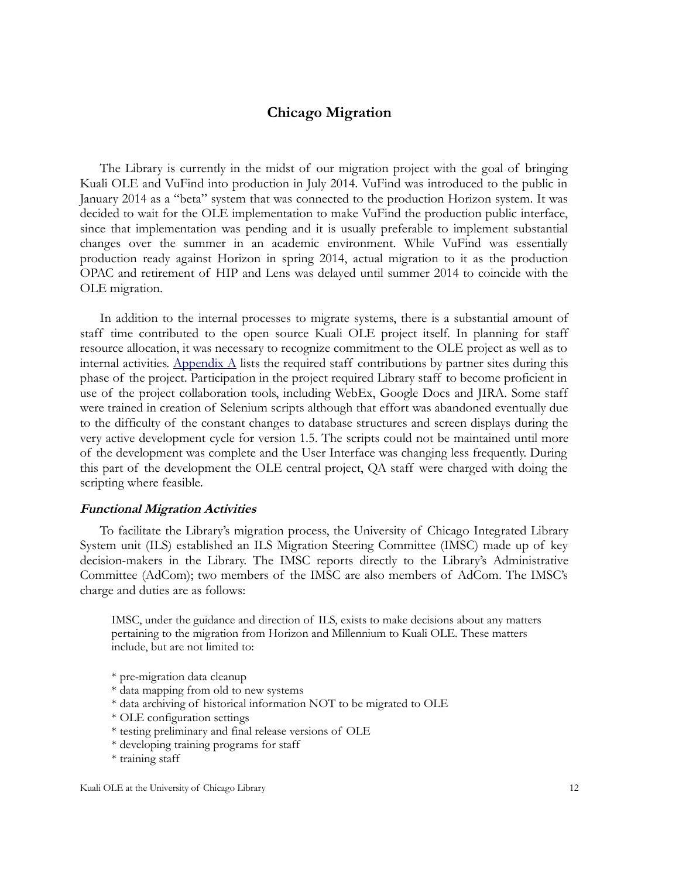## Chicago Migration

The Library is currently in the midst of our migration project with the goal of bringing Kuali OLE and VuFind into production in July 2014. VuFind was introduced to the public in January 2014 as a "beta" system that was connected to the production Horizon system. It was decided to wait for the OLE implementation to make VuFind the production public interface, since that implementation was pending and it is usually preferable to implement substantial changes over the summer in an academic environment. While VuFind was essentially production ready against Horizon in spring 2014, actual migration to it as the production OPAC and retirement of HIP and Lens was delayed until summer 2014 to coincide with the OLE migration.

In addition to the internal processes to migrate systems, there is a substantial amount of staff time contributed to the open source Kuali OLE project itself. In planning for staff resource allocation, it was necessary to recognize commitment to the OLE project as well as to internal activities. Appendix A lists the required staff contributions by partner sites during this phase of the project. Participation in the project required Library staff to become proficient in use of the project collaboration tools, including WebEx, Google Docs and JIRA. Some staff were trained in creation of Selenium scripts although that effort was abandoned eventually due to the difficulty of the constant changes to database structures and screen displays during the very active development cycle for version 1.5. The scripts could not be maintained until more of the development was complete and the User Interface was changing less frequently. During this part of the development the OLE central project, QA staff were charged with doing the scripting where feasible.

### *Functional Migration Activities*

To facilitate the Library's migration process, the University of Chicago Integrated Library System unit (ILS) established an ILS Migration Steering Committee (IMSC) made up of key decision-makers in the Library. The IMSC reports directly to the Library's Administrative Committee (AdCom); two members of the IMSC are also members of AdCom. The IMSC's charge and duties are as follows:

> IMSC, under the guidance and direction of ILS, exists to make decisions about any matters pertaining to the migration from Horizon and Millennium to Kuali OLE. These matters include, but are not limited to:
>
> * pre-migration data cleanup
> * data mapping from old to new systems
> * data archiving of historical information NOT to be migrated to OLE
> * OLE configuration settings
> * testing preliminary and final release versions of OLE
> * developing training programs for staff
> * training staff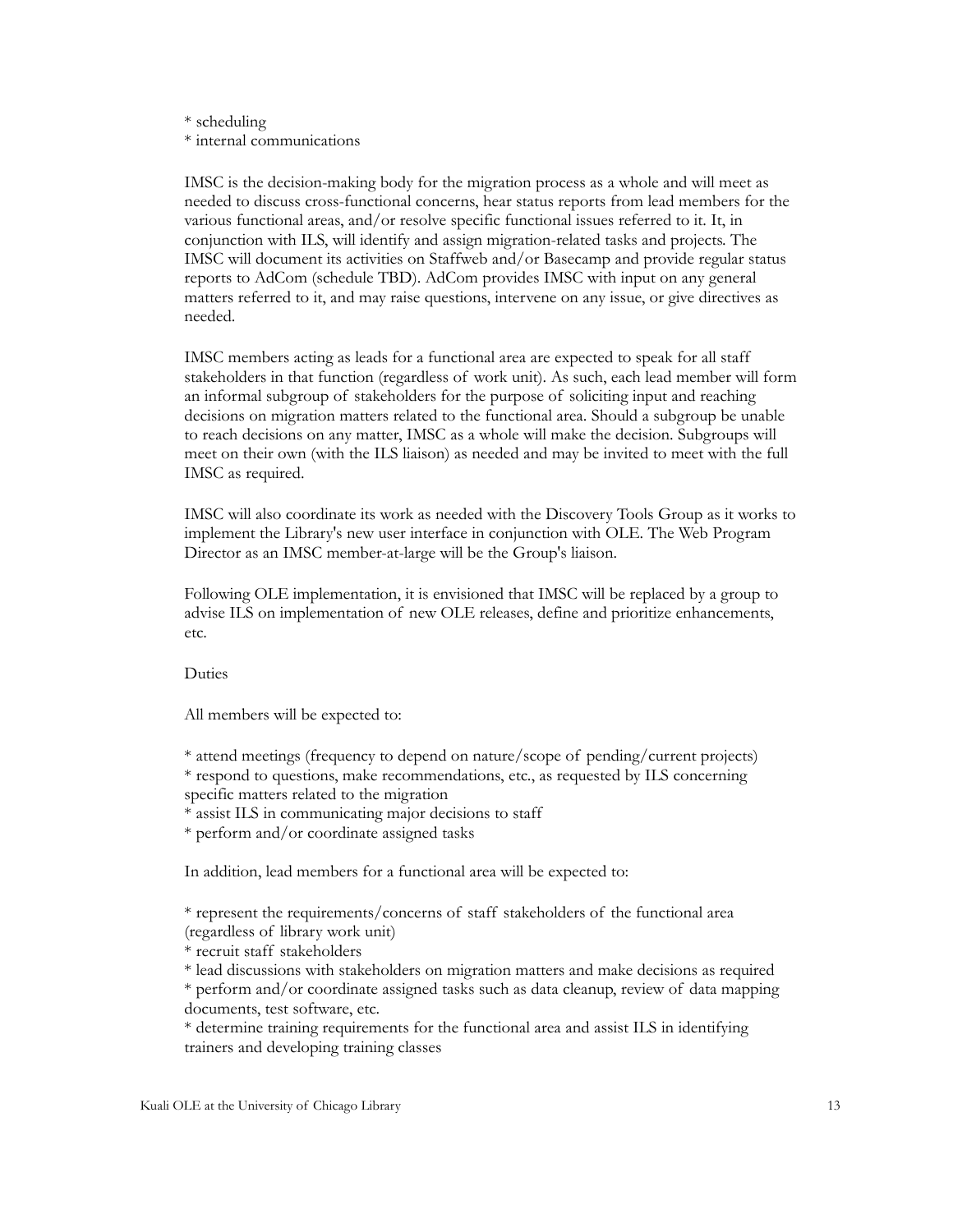* scheduling
* internal communications

IMSC is the decision-making body for the migration process as a whole and will meet as needed to discuss cross-functional concerns, hear status reports from lead members for the various functional areas, and/or resolve specific functional issues referred to it. It, in conjunction with ILS, will identify and assign migration-related tasks and projects. The IMSC will document its activities on Staffweb and/or Basecamp and provide regular status reports to AdCom (schedule TBD). AdCom provides IMSC with input on any general matters referred to it, and may raise questions, intervene on any issue, or give directives as needed.

IMSC members acting as leads for a functional area are expected to speak for all staff stakeholders in that function (regardless of work unit). As such, each lead member will form an informal subgroup of stakeholders for the purpose of soliciting input and reaching decisions on migration matters related to the functional area. Should a subgroup be unable to reach decisions on any matter, IMSC as a whole will make the decision. Subgroups will meet on their own (with the ILS liaison) as needed and may be invited to meet with the full IMSC as required.

IMSC will also coordinate its work as needed with the Discovery Tools Group as it works to implement the Library's new user interface in conjunction with OLE. The Web Program Director as an IMSC member-at-large will be the Group's liaison.

Following OLE implementation, it is envisioned that IMSC will be replaced by a group to advise ILS on implementation of new OLE releases, define and prioritize enhancements, etc.

Duties

All members will be expected to:

* attend meetings (frequency to depend on nature/scope of pending/current projects)
* respond to questions, make recommendations, etc., as requested by ILS concerning specific matters related to the migration
* assist ILS in communicating major decisions to staff
* perform and/or coordinate assigned tasks

In addition, lead members for a functional area will be expected to:

* represent the requirements/concerns of staff stakeholders of the functional area (regardless of library work unit)
* recruit staff stakeholders
* lead discussions with stakeholders on migration matters and make decisions as required
* perform and/or coordinate assigned tasks such as data cleanup, review of data mapping documents, test software, etc.
* determine training requirements for the functional area and assist ILS in identifying trainers and developing training classes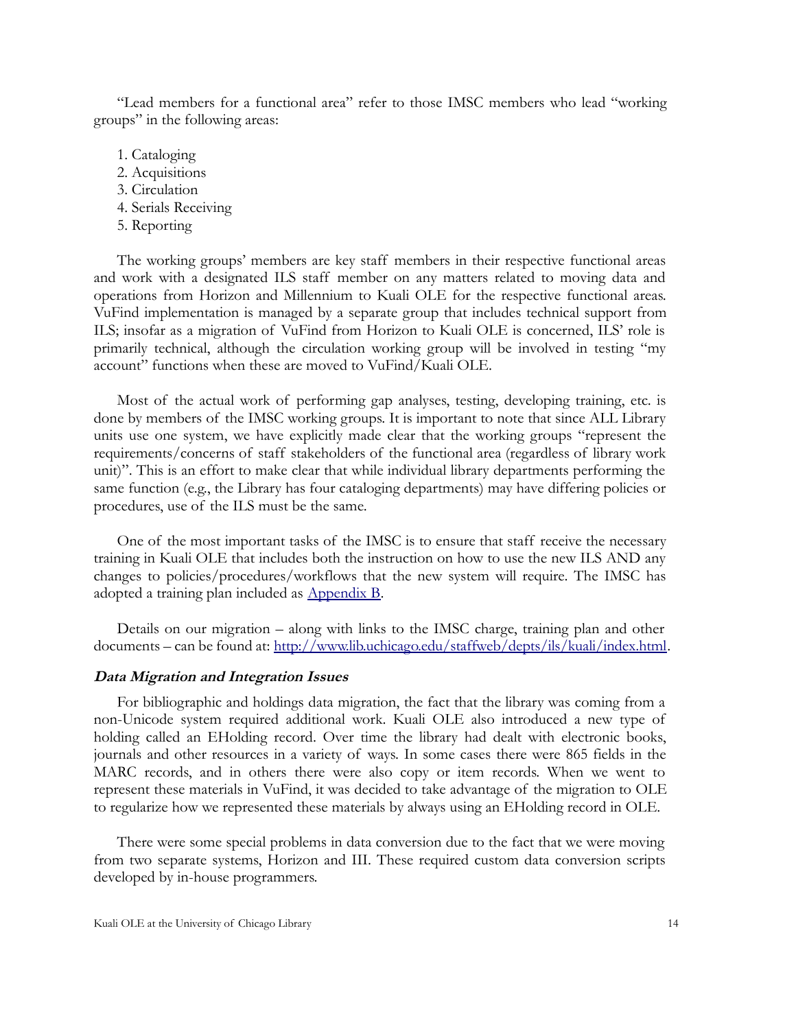"Lead members for a functional area" refer to those IMSC members who lead "working groups" in the following areas:

1. Cataloging
2. Acquisitions
3. Circulation
4. Serials Receiving
5. Reporting

The working groups' members are key staff members in their respective functional areas and work with a designated ILS staff member on any matters related to moving data and operations from Horizon and Millennium to Kuali OLE for the respective functional areas. VuFind implementation is managed by a separate group that includes technical support from ILS; insofar as a migration of VuFind from Horizon to Kuali OLE is concerned, ILS' role is primarily technical, although the circulation working group will be involved in testing "my account" functions when these are moved to VuFind/Kuali OLE.

Most of the actual work of performing gap analyses, testing, developing training, etc. is done by members of the IMSC working groups. It is important to note that since ALL Library units use one system, we have explicitly made clear that the working groups "represent the requirements/concerns of staff stakeholders of the functional area (regardless of library work unit)". This is an effort to make clear that while individual library departments performing the same function (e.g., the Library has four cataloging departments) may have differing policies or procedures, use of the ILS must be the same.

One of the most important tasks of the IMSC is to ensure that staff receive the necessary training in Kuali OLE that includes both the instruction on how to use the new ILS AND any changes to policies/procedures/workflows that the new system will require. The IMSC has adopted a training plan included as [Appendix B](#).

Details on our migration – along with links to the IMSC charge, training plan and other documents – can be found at: [http://www.lib.uchicago.edu/staffweb/depts/ils/kuali/index.html](http://www.lib.uchicago.edu/staffweb/depts/ils/kuali/index.html).

### ***Data Migration and Integration Issues***

For bibliographic and holdings data migration, the fact that the library was coming from a non-Unicode system required additional work. Kuali OLE also introduced a new type of holding called an EHolding record. Over time the library had dealt with electronic books, journals and other resources in a variety of ways. In some cases there were 865 fields in the MARC records, and in others there were also copy or item records. When we went to represent these materials in VuFind, it was decided to take advantage of the migration to OLE to regularize how we represented these materials by always using an EHolding record in OLE.

There were some special problems in data conversion due to the fact that we were moving from two separate systems, Horizon and III. These required custom data conversion scripts developed by in-house programmers.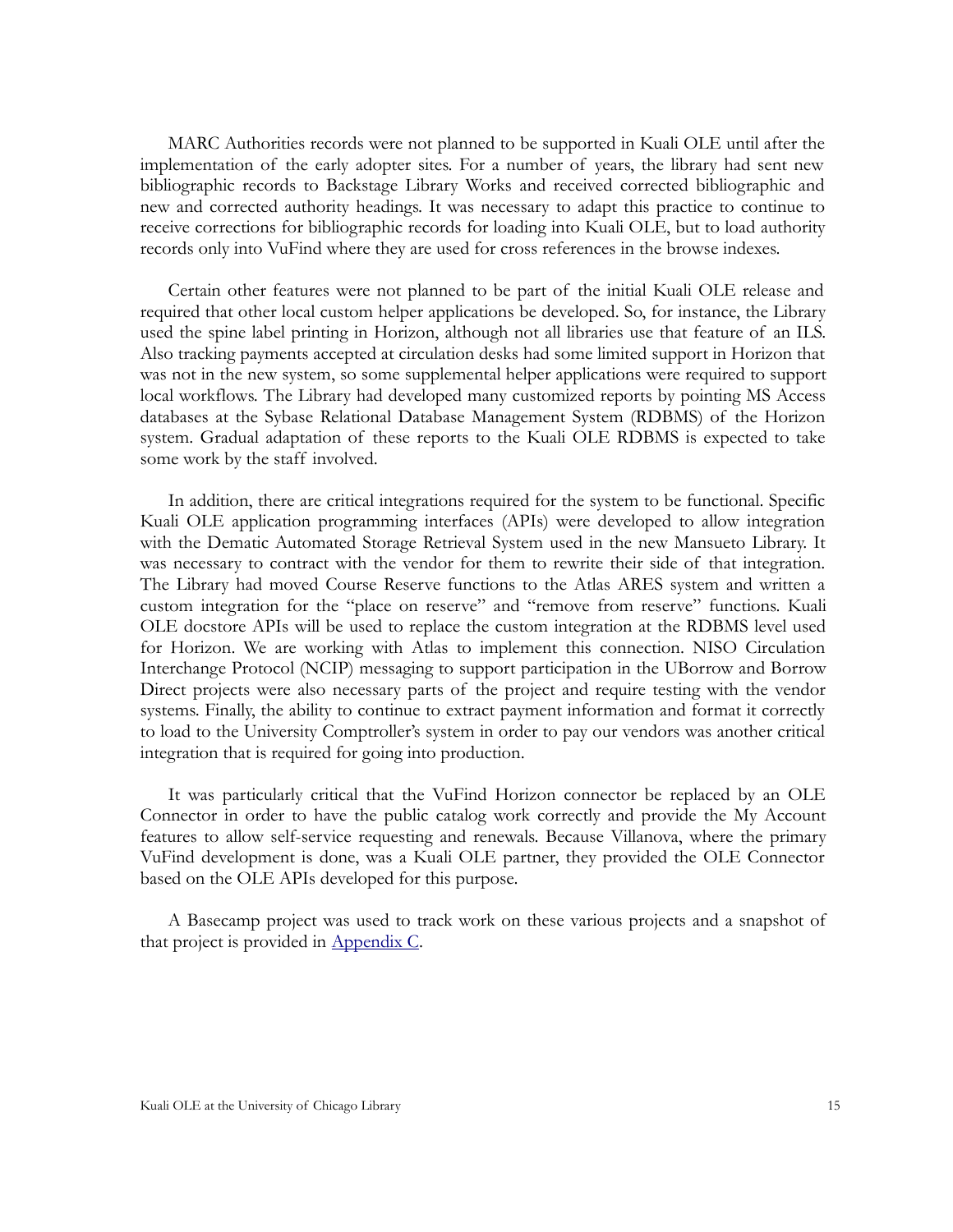MARC Authorities records were not planned to be supported in Kuali OLE until after the implementation of the early adopter sites. For a number of years, the library had sent new bibliographic records to Backstage Library Works and received corrected bibliographic and new and corrected authority headings. It was necessary to adapt this practice to continue to receive corrections for bibliographic records for loading into Kuali OLE, but to load authority records only into VuFind where they are used for cross references in the browse indexes.

Certain other features were not planned to be part of the initial Kuali OLE release and required that other local custom helper applications be developed. So, for instance, the Library used the spine label printing in Horizon, although not all libraries use that feature of an ILS. Also tracking payments accepted at circulation desks had some limited support in Horizon that was not in the new system, so some supplemental helper applications were required to support local workflows. The Library had developed many customized reports by pointing MS Access databases at the Sybase Relational Database Management System (RDBMS) of the Horizon system. Gradual adaptation of these reports to the Kuali OLE RDBMS is expected to take some work by the staff involved.

In addition, there are critical integrations required for the system to be functional. Specific Kuali OLE application programming interfaces (APIs) were developed to allow integration with the Dematic Automated Storage Retrieval System used in the new Mansueto Library. It was necessary to contract with the vendor for them to rewrite their side of that integration. The Library had moved Course Reserve functions to the Atlas ARES system and written a custom integration for the "place on reserve" and "remove from reserve" functions. Kuali OLE docstore APIs will be used to replace the custom integration at the RDBMS level used for Horizon. We are working with Atlas to implement this connection. NISO Circulation Interchange Protocol (NCIP) messaging to support participation in the UBorrow and Borrow Direct projects were also necessary parts of the project and require testing with the vendor systems. Finally, the ability to continue to extract payment information and format it correctly to load to the University Comptroller's system in order to pay our vendors was another critical integration that is required for going into production.

It was particularly critical that the VuFind Horizon connector be replaced by an OLE Connector in order to have the public catalog work correctly and provide the My Account features to allow self-service requesting and renewals. Because Villanova, where the primary VuFind development is done, was a Kuali OLE partner, they provided the OLE Connector based on the OLE APIs developed for this purpose.

A Basecamp project was used to track work on these various projects and a snapshot of that project is provided in [Appendix C](#).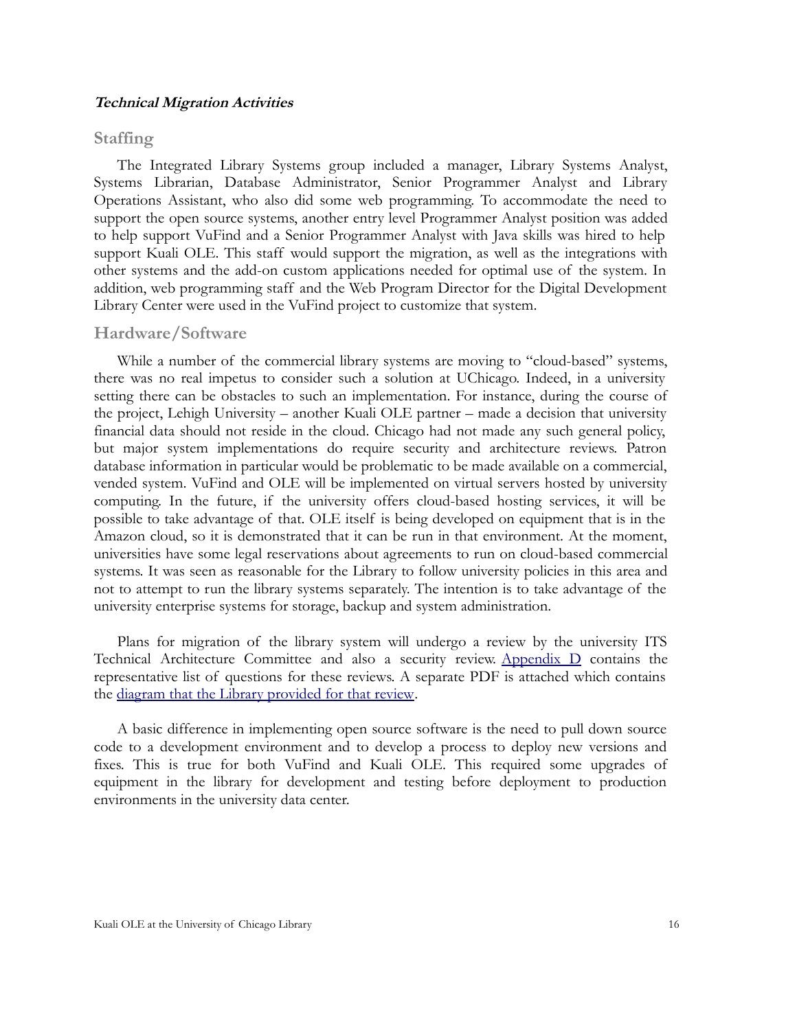***Technical Migration Activities***

## Staffing

The Integrated Library Systems group included a manager, Library Systems Analyst, Systems Librarian, Database Administrator, Senior Programmer Analyst and Library Operations Assistant, who also did some web programming. To accommodate the need to support the open source systems, another entry level Programmer Analyst position was added to help support VuFind and a Senior Programmer Analyst with Java skills was hired to help support Kuali OLE. This staff would support the migration, as well as the integrations with other systems and the add-on custom applications needed for optimal use of the system. In addition, web programming staff and the Web Program Director for the Digital Development Library Center were used in the VuFind project to customize that system.

## Hardware/Software

While a number of the commercial library systems are moving to "cloud-based" systems, there was no real impetus to consider such a solution at UChicago. Indeed, in a university setting there can be obstacles to such an implementation. For instance, during the course of the project, Lehigh University – another Kuali OLE partner – made a decision that university financial data should not reside in the cloud. Chicago had not made any such general policy, but major system implementations do require security and architecture reviews. Patron database information in particular would be problematic to be made available on a commercial, vended system. VuFind and OLE will be implemented on virtual servers hosted by university computing. In the future, if the university offers cloud-based hosting services, it will be possible to take advantage of that. OLE itself is being developed on equipment that is in the Amazon cloud, so it is demonstrated that it can be run in that environment. At the moment, universities have some legal reservations about agreements to run on cloud-based commercial systems. It was seen as reasonable for the Library to follow university policies in this area and not to attempt to run the library systems separately. The intention is to take advantage of the university enterprise systems for storage, backup and system administration.

Plans for migration of the library system will undergo a review by the university ITS Technical Architecture Committee and also a security review. Appendix D contains the representative list of questions for these reviews. A separate PDF is attached which contains the diagram that the Library provided for that review.

A basic difference in implementing open source software is the need to pull down source code to a development environment and to develop a process to deploy new versions and fixes. This is true for both VuFind and Kuali OLE. This required some upgrades of equipment in the library for development and testing before deployment to production environments in the university data center.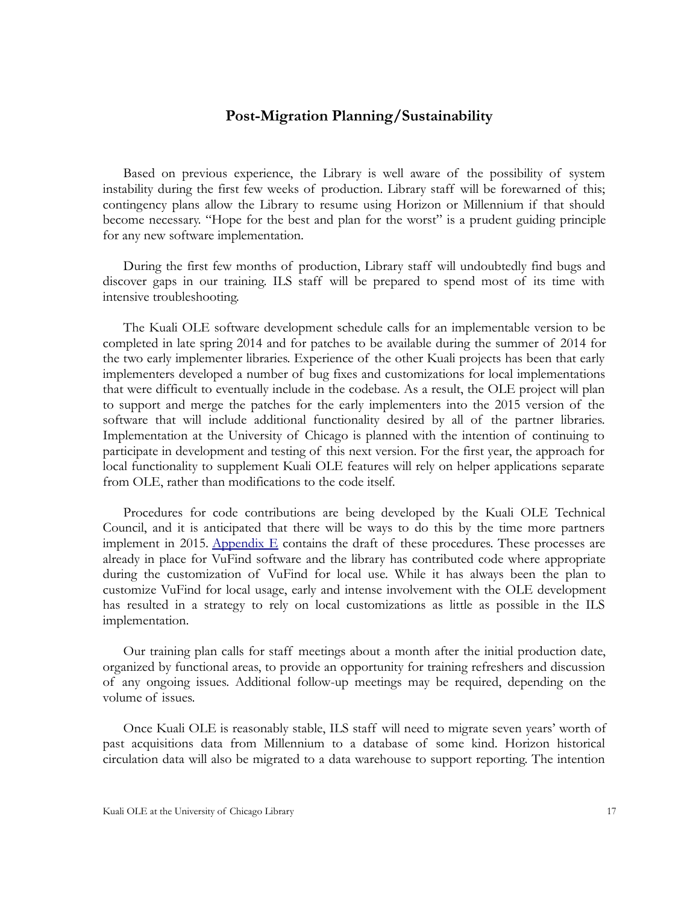## Post-Migration Planning/Sustainability

Based on previous experience, the Library is well aware of the possibility of system instability during the first few weeks of production. Library staff will be forewarned of this; contingency plans allow the Library to resume using Horizon or Millennium if that should become necessary. "Hope for the best and plan for the worst" is a prudent guiding principle for any new software implementation.

During the first few months of production, Library staff will undoubtedly find bugs and discover gaps in our training. ILS staff will be prepared to spend most of its time with intensive troubleshooting.

The Kuali OLE software development schedule calls for an implementable version to be completed in late spring 2014 and for patches to be available during the summer of 2014 for the two early implementer libraries. Experience of the other Kuali projects has been that early implementers developed a number of bug fixes and customizations for local implementations that were difficult to eventually include in the codebase. As a result, the OLE project will plan to support and merge the patches for the early implementers into the 2015 version of the software that will include additional functionality desired by all of the partner libraries. Implementation at the University of Chicago is planned with the intention of continuing to participate in development and testing of this next version. For the first year, the approach for local functionality to supplement Kuali OLE features will rely on helper applications separate from OLE, rather than modifications to the code itself.

Procedures for code contributions are being developed by the Kuali OLE Technical Council, and it is anticipated that there will be ways to do this by the time more partners implement in 2015. Appendix E contains the draft of these procedures. These processes are already in place for VuFind software and the library has contributed code where appropriate during the customization of VuFind for local use. While it has always been the plan to customize VuFind for local usage, early and intense involvement with the OLE development has resulted in a strategy to rely on local customizations as little as possible in the ILS implementation.

Our training plan calls for staff meetings about a month after the initial production date, organized by functional areas, to provide an opportunity for training refreshers and discussion of any ongoing issues. Additional follow-up meetings may be required, depending on the volume of issues.

Once Kuali OLE is reasonably stable, ILS staff will need to migrate seven years' worth of past acquisitions data from Millennium to a database of some kind. Horizon historical circulation data will also be migrated to a data warehouse to support reporting. The intention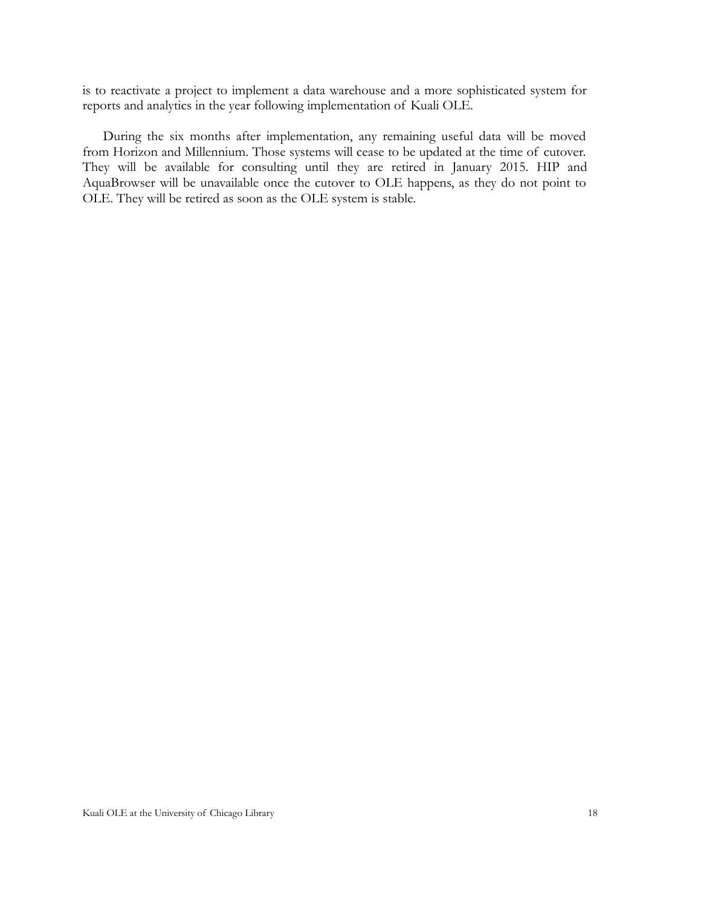is to reactivate a project to implement a data warehouse and a more sophisticated system for reports and analytics in the year following implementation of Kuali OLE.

During the six months after implementation, any remaining useful data will be moved from Horizon and Millennium. Those systems will cease to be updated at the time of cutover. They will be available for consulting until they are retired in January 2015. HIP and AquaBrowser will be unavailable once the cutover to OLE happens, as they do not point to OLE. They will be retired as soon as the OLE system is stable.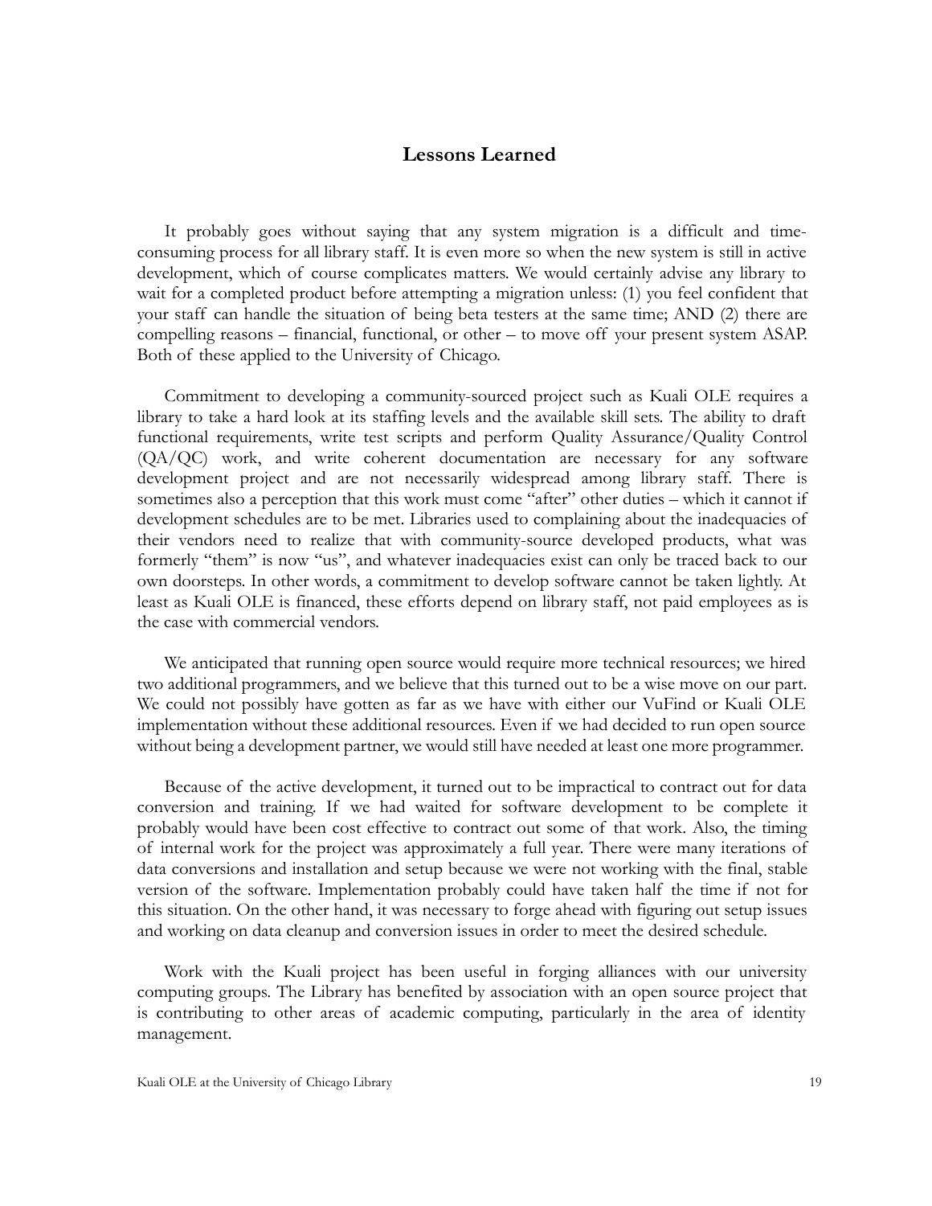## Lessons Learned

It probably goes without saying that any system migration is a difficult and time-consuming process for all library staff. It is even more so when the new system is still in active development, which of course complicates matters. We would certainly advise any library to wait for a completed product before attempting a migration unless: (1) you feel confident that your staff can handle the situation of being beta testers at the same time; AND (2) there are compelling reasons – financial, functional, or other – to move off your present system ASAP. Both of these applied to the University of Chicago.

Commitment to developing a community-sourced project such as Kuali OLE requires a library to take a hard look at its staffing levels and the available skill sets. The ability to draft functional requirements, write test scripts and perform Quality Assurance/Quality Control (QA/QC) work, and write coherent documentation are necessary for any software development project and are not necessarily widespread among library staff. There is sometimes also a perception that this work must come "after" other duties – which it cannot if development schedules are to be met. Libraries used to complaining about the inadequacies of their vendors need to realize that with community-source developed products, what was formerly "them" is now "us", and whatever inadequacies exist can only be traced back to our own doorsteps. In other words, a commitment to develop software cannot be taken lightly. At least as Kuali OLE is financed, these efforts depend on library staff, not paid employees as is the case with commercial vendors.

We anticipated that running open source would require more technical resources; we hired two additional programmers, and we believe that this turned out to be a wise move on our part. We could not possibly have gotten as far as we have with either our VuFind or Kuali OLE implementation without these additional resources. Even if we had decided to run open source without being a development partner, we would still have needed at least one more programmer.

Because of the active development, it turned out to be impractical to contract out for data conversion and training. If we had waited for software development to be complete it probably would have been cost effective to contract out some of that work. Also, the timing of internal work for the project was approximately a full year. There were many iterations of data conversions and installation and setup because we were not working with the final, stable version of the software. Implementation probably could have taken half the time if not for this situation. On the other hand, it was necessary to forge ahead with figuring out setup issues and working on data cleanup and conversion issues in order to meet the desired schedule.

Work with the Kuali project has been useful in forging alliances with our university computing groups. The Library has benefited by association with an open source project that is contributing to other areas of academic computing, particularly in the area of identity management.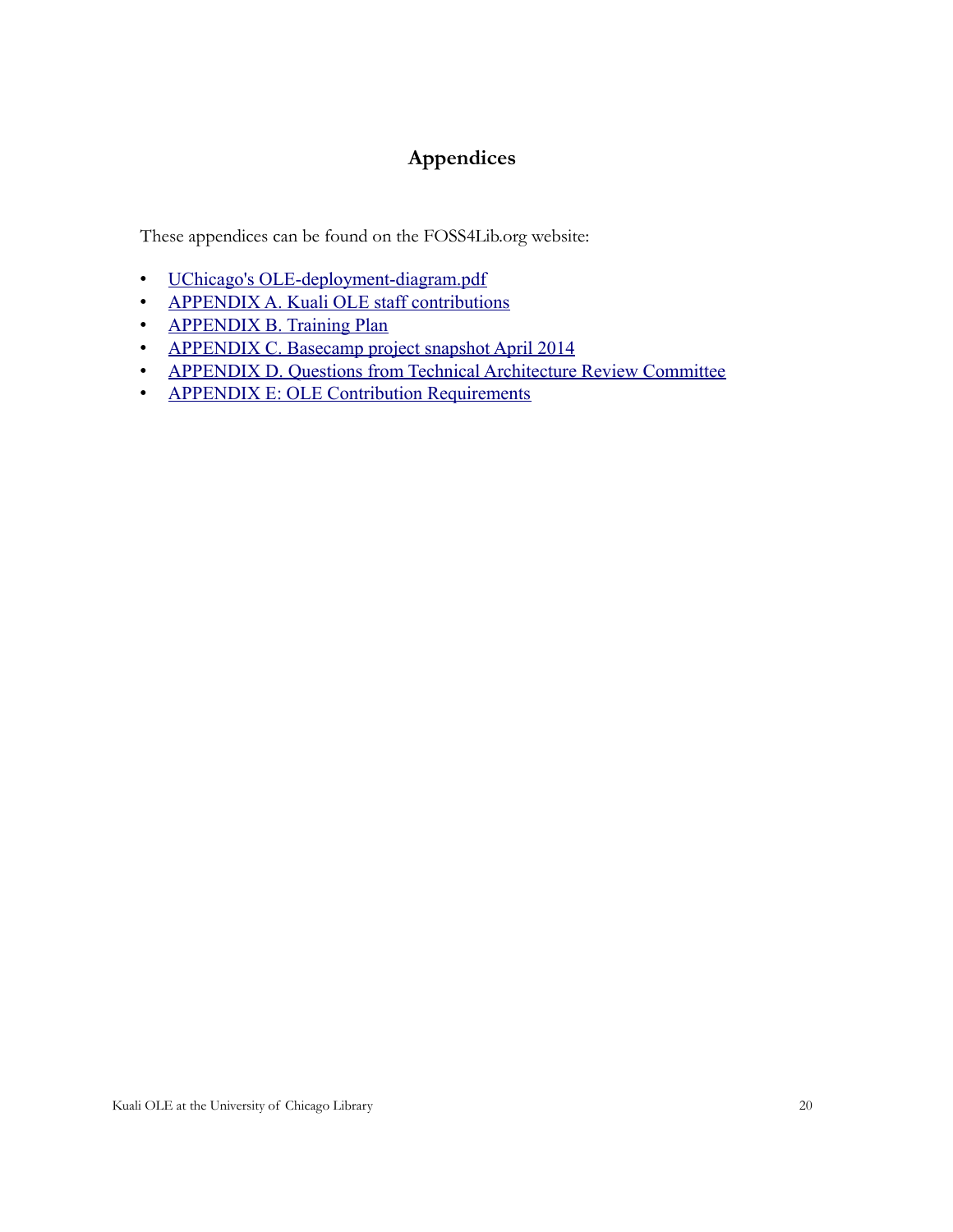# Appendices

These appendices can be found on the FOSS4Lib.org website:

- UChicago's OLE-deployment-diagram.pdf
- APPENDIX A. Kuali OLE staff contributions
- APPENDIX B. Training Plan
- APPENDIX C. Basecamp project snapshot April 2014
- APPENDIX D. Questions from Technical Architecture Review Committee
- APPENDIX E: OLE Contribution Requirements